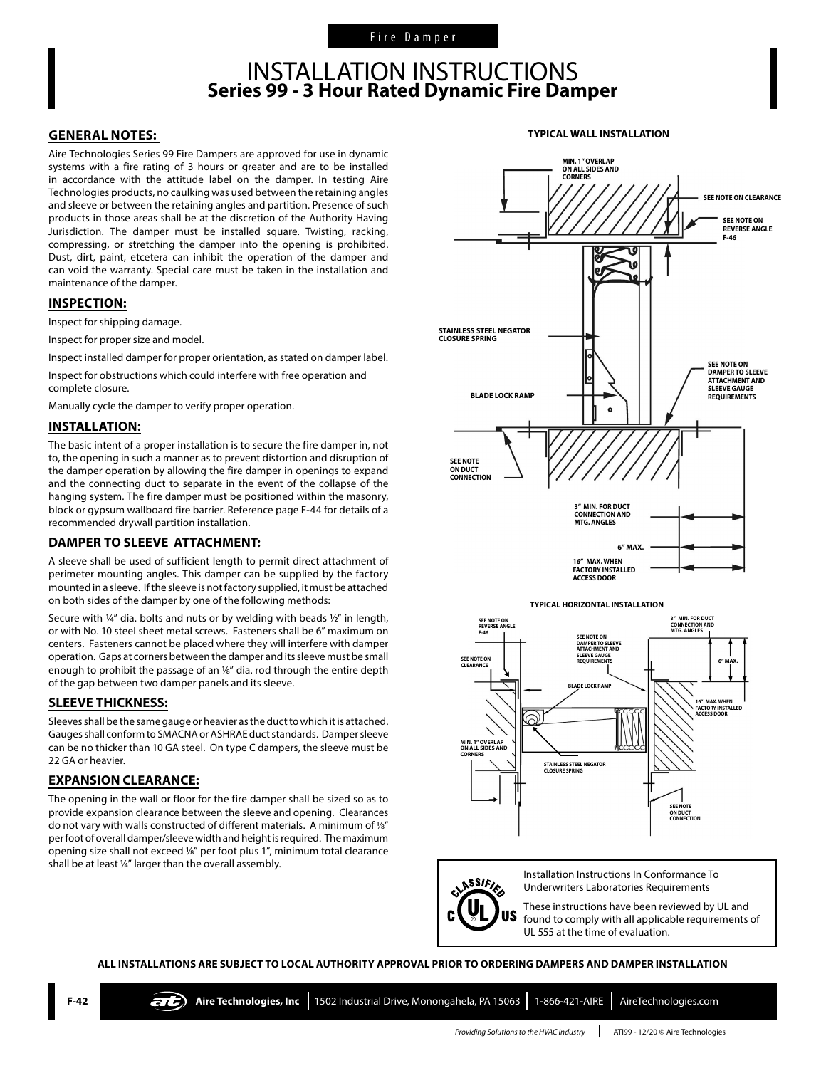Fire Damper

# INSTALLATION INSTRUCTIONS
## Series 99 - 3 Hour Rated Dynamic Fire Damper

### GENERAL NOTES:

Aire Technologies Series 99 Fire Dampers are approved for use in dynamic systems with a fire rating of 3 hours or greater and are to be installed in accordance with the attitude label on the damper. In testing Aire Technologies products, no caulking was used between the retaining angles and sleeve or between the retaining angles and partition. Presence of such products in those areas shall be at the discretion of the Authority Having Jurisdiction. The damper must be installed square. Twisting, racking, compressing, or stretching the damper into the opening is prohibited. Dust, dirt, paint, etcetera can inhibit the operation of the damper and can void the warranty. Special care must be taken in the installation and maintenance of the damper.

### INSPECTION:

Inspect for shipping damage.

Inspect for proper size and model.

Inspect installed damper for proper orientation, as stated on damper label.

Inspect for obstructions which could interfere with free operation and complete closure.

Manually cycle the damper to verify proper operation.

### INSTALLATION:

The basic intent of a proper installation is to secure the fire damper in, not to, the opening in such a manner as to prevent distortion and disruption of the damper operation by allowing the fire damper in openings to expand and the connecting duct to separate in the event of the collapse of the hanging system. The fire damper must be positioned within the masonry, block or gypsum wallboard fire barrier. Reference page F-44 for details of a recommended drywall partition installation.

### DAMPER TO SLEEVE ATTACHMENT:

A sleeve shall be used of sufficient length to permit direct attachment of perimeter mounting angles. This damper can be supplied by the factory mounted in a sleeve. If the sleeve is not factory supplied, it must be attached on both sides of the damper by one of the following methods:

Secure with ¼" dia. bolts and nuts or by welding with beads ½" in length, or with No. 10 steel sheet metal screws. Fasteners shall be 6" maximum on centers. Fasteners cannot be placed where they will interfere with damper operation. Gaps at corners between the damper and its sleeve must be small enough to prohibit the passage of an ⅛" dia. rod through the entire depth of the gap between two damper panels and its sleeve.

### SLEEVE THICKNESS:

Sleeves shall be the same gauge or heavier as the duct to which it is attached. Gauges shall conform to SMACNA or ASHRAE duct standards. Damper sleeve can be no thicker than 10 GA steel. On type C dampers, the sleeve must be 22 GA or heavier.

### EXPANSION CLEARANCE:

The opening in the wall or floor for the fire damper shall be sized so as to provide expansion clearance between the sleeve and opening. Clearances do not vary with walls constructed of different materials. A minimum of ⅛" per foot of overall damper/sleeve width and height is required. The maximum opening size shall not exceed ⅛" per foot plus 1", minimum total clearance shall be at least ¼" larger than the overall assembly.

**TYPICAL WALL INSTALLATION**

MIN. 1" OVERLAP ON ALL SIDES AND CORNERS; SEE NOTE ON CLEARANCE; SEE NOTE ON REVERSE ANGLE F-46; STAINLESS STEEL NEGATOR CLOSURE SPRING; SEE NOTE ON DAMPER TO SLEEVE ATTACHMENT AND SLEEVE GAUGE REQUIREMENTS; BLADE LOCK RAMP; SEE NOTE ON DUCT CONNECTION; 3" MIN. FOR DUCT CONNECTION AND MTG. ANGLES; 6" MAX.; 16" MAX. WHEN FACTORY INSTALLED ACCESS DOOR

**TYPICAL HORIZONTAL INSTALLATION**

SEE NOTE ON REVERSE ANGLE F-46; SEE NOTE ON CLEARANCE; SEE NOTE ON DAMPER TO SLEEVE ATTACHMENT AND SLEEVE GAUGE REQUIREMENTS; BLADE LOCK RAMP; 3" MIN. FOR DUCT CONNECTION AND MTG. ANGLES; 6" MAX.; 16" MAX. WHEN FACTORY INSTALLED ACCESS DOOR; MIN. 1" OVERLAP ON ALL SIDES AND CORNERS; STAINLESS STEEL NEGATOR CLOSURE SPRING; SEE NOTE ON DUCT CONNECTION

CLASSIFIED C UL US

Installation Instructions In Conformance To Underwriters Laboratories Requirements

These instructions have been reviewed by UL and found to comply with all applicable requirements of UL 555 at the time of evaluation.

**ALL INSTALLATIONS ARE SUBJECT TO LOCAL AUTHORITY APPROVAL PRIOR TO ORDERING DAMPERS AND DAMPER INSTALLATION**

**Aire Technologies, Inc** | 1502 Industrial Drive, Monongahela, PA 15063 | 1-866-421-AIRE | AireTechnologies.com

*Providing Solutions to the HVAC Industry* | ATI99 - 12/20 © Aire Technologies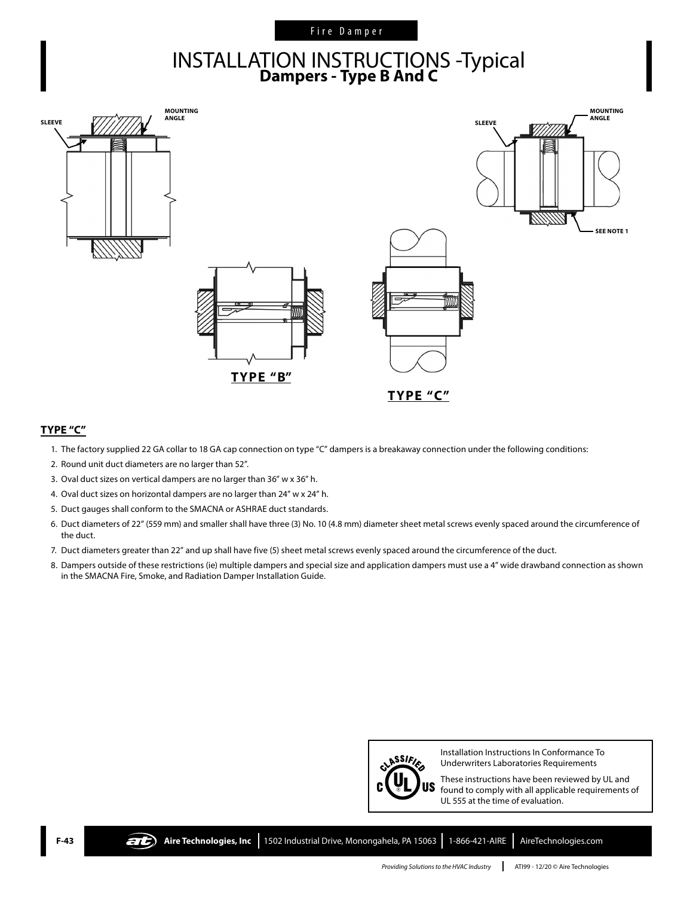# INSTALLATION INSTRUCTIONS -Typical
## Dampers - Type B And C

SLEEVE

MOUNTING ANGLE

SEE NOTE 1

TYPE "B"

TYPE "C"

### TYPE "C"

1. The factory supplied 22 GA collar to 18 GA cap connection on type "C" dampers is a breakaway connection under the following conditions:
2. Round unit duct diameters are no larger than 52".
3. Oval duct sizes on vertical dampers are no larger than 36" w x 36" h.
4. Oval duct sizes on horizontal dampers are no larger than 24" w x 24" h.
5. Duct gauges shall conform to the SMACNA or ASHRAE duct standards.
6. Duct diameters of 22" (559 mm) and smaller shall have three (3) No. 10 (4.8 mm) diameter sheet metal screws evenly spaced around the circumference of the duct.
7. Duct diameters greater than 22" and up shall have five (5) sheet metal screws evenly spaced around the circumference of the duct.
8. Dampers outside of these restrictions (ie) multiple dampers and special size and application dampers must use a 4" wide drawband connection as shown in the SMACNA Fire, Smoke, and Radiation Damper Installation Guide.

Installation Instructions In Conformance To Underwriters Laboratories Requirements

These instructions have been reviewed by UL and found to comply with all applicable requirements of UL 555 at the time of evaluation.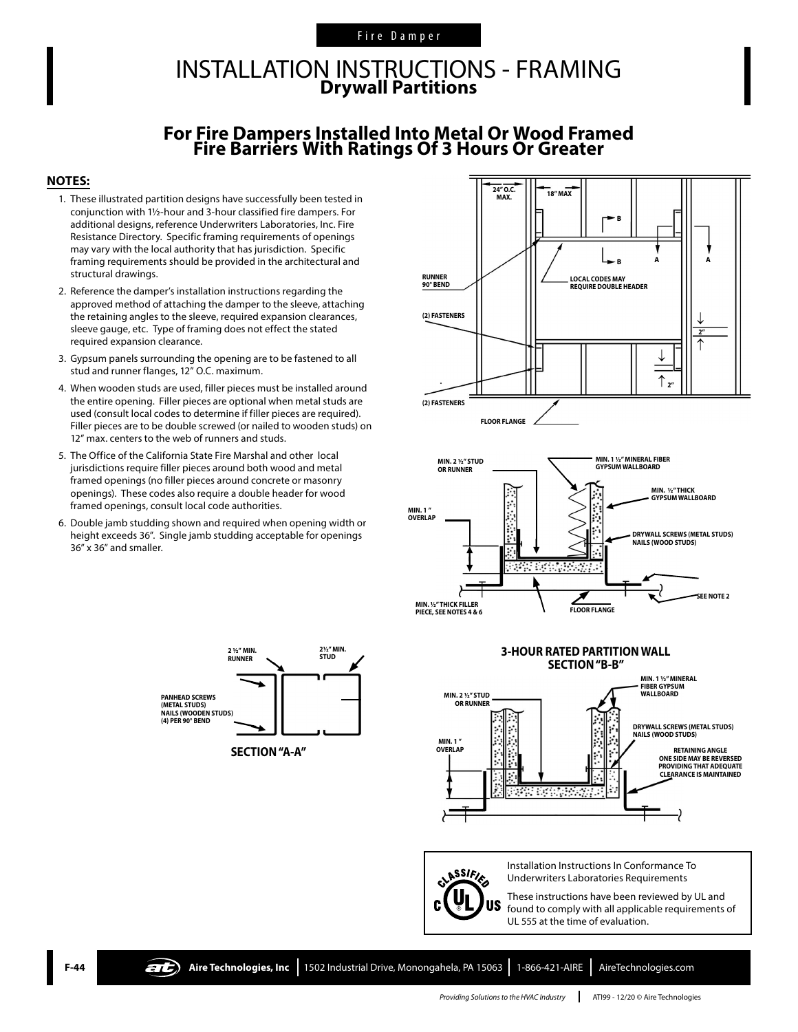Fire Damper

# INSTALLATION INSTRUCTIONS - FRAMING
## Drywall Partitions

## For Fire Dampers Installed Into Metal Or Wood Framed Fire Barriers With Ratings Of 3 Hours Or Greater

**NOTES:**

1. These illustrated partition designs have successfully been tested in conjunction with 1½-hour and 3-hour classified fire dampers. For additional designs, reference Underwriters Laboratories, Inc. Fire Resistance Directory. Specific framing requirements of openings may vary with the local authority that has jurisdiction. Specific framing requirements should be provided in the architectural and structural drawings.
2. Reference the damper's installation instructions regarding the approved method of attaching the damper to the sleeve, attaching the retaining angles to the sleeve, required expansion clearances, sleeve gauge, etc. Type of framing does not effect the stated required expansion clearance.
3. Gypsum panels surrounding the opening are to be fastened to all stud and runner flanges, 12" O.C. maximum.
4. When wooden studs are used, filler pieces must be installed around the entire opening. Filler pieces are optional when metal studs are used (consult local codes to determine if filler pieces are required). Filler pieces are to be double screwed (or nailed to wooden studs) on 12" max. centers to the web of runners and studs.
5. The Office of the California State Fire Marshal and other local jurisdictions require filler pieces around both wood and metal framed openings (no filler pieces around concrete or masonry openings). These codes also require a double header for wood framed openings, consult local code authorities.
6. Double jamb studding shown and required when opening width or height exceeds 36". Single jamb studding acceptable for openings 36" x 36" and smaller.

24" O.C. MAX. · 18" MAX · B · A · A · RUNNER 90° BEND · LOCAL CODES MAY REQUIRE DOUBLE HEADER · (2) FASTENERS · 2" · 2" · (2) FASTENERS · FLOOR FLANGE

MIN. 2 ½" STUD OR RUNNER · MIN. 1 ½" MINERAL FIBER GYPSUM WALLBOARD · MIN. ½" THICK GYPSUM WALLBOARD · MIN. 1" OVERLAP · DRYWALL SCREWS (METAL STUDS) NAILS (WOOD STUDS) · MIN. ½" THICK FILLER PIECE, SEE NOTES 4 & 6 · FLOOR FLANGE · SEE NOTE 2

2 ½" MIN. RUNNER · 2½" MIN. STUD · PANHEAD SCREWS (METAL STUDS) NAILS (WOODEN STUDS) (4) PER 90° BEND

**SECTION "A-A"**

**3-HOUR RATED PARTITION WALL SECTION "B-B"**

MIN. 2 ½" STUD OR RUNNER · MIN. 1 ½" MINERAL FIBER GYPSUM WALLBOARD · DRYWALL SCREWS (METAL STUDS) NAILS (WOOD STUDS) · MIN. 1" OVERLAP · RETAINING ANGLE ONE SIDE MAY BE REVERSED PROVIDING THAT ADEQUATE CLEARANCE IS MAINTAINED

Installation Instructions In Conformance To Underwriters Laboratories Requirements

These instructions have been reviewed by UL and found to comply with all applicable requirements of UL 555 at the time of evaluation.

F-44 Aire Technologies, Inc | 1502 Industrial Drive, Monongahela, PA 15063 | 1-866-421-AIRE | AireTechnologies.com

*Providing Solutions to the HVAC Industry* | ATI99 - 12/20 © Aire Technologies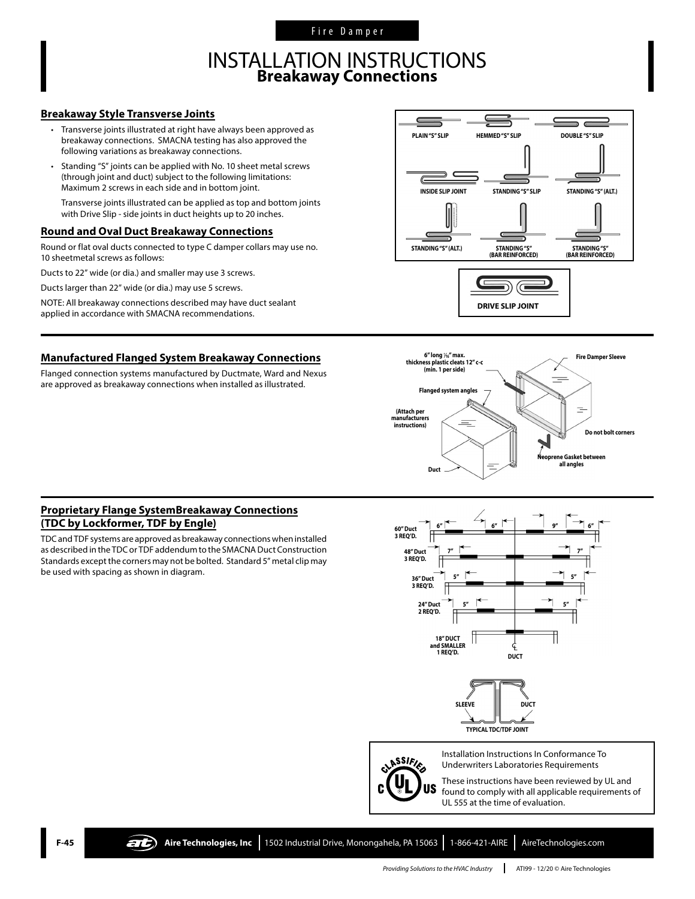# INSTALLATION INSTRUCTIONS
## Breakaway Connections

### Breakaway Style Transverse Joints

- Transverse joints illustrated at right have always been approved as breakaway connections. SMACNA testing has also approved the following variations as breakaway connections.
- Standing "S" joints can be applied with No. 10 sheet metal screws (through joint and duct) subject to the following limitations: Maximum 2 screws in each side and in bottom joint.

  Transverse joints illustrated can be applied as top and bottom joints with Drive Slip - side joints in duct heights up to 20 inches.

PLAIN "S" SLIP | HEMMED "S" SLIP | DOUBLE "S" SLIP | INSIDE SLIP JOINT | STANDING "S" SLIP | STANDING "S" (ALT.) | STANDING "S" (ALT.) | STANDING "S" (BAR REINFORCED) | STANDING "S" (BAR REINFORCED)

DRIVE SLIP JOINT

### Round and Oval Duct Breakaway Connections

Round or flat oval ducts connected to type C damper collars may use no. 10 sheetmetal screws as follows:

Ducts to 22" wide (or dia.) and smaller may use 3 screws.

Ducts larger than 22" wide (or dia.) may use 5 screws.

NOTE: All breakaway connections described may have duct sealant applied in accordance with SMACNA recommendations.

### Manufactured Flanged System Breakaway Connections

Flanged connection systems manufactured by Ductmate, Ward and Nexus are approved as breakaway connections when installed as illustrated.

6" long 1/16" max. thickness plastic cleats 12" c-c (min. 1 per side)

Flanged system angles

(Attach per manufacturers instructions)

Duct

Fire Damper Sleeve

Do not bolt corners

Neoprene Gasket between all angles

### Proprietary Flange SystemBreakaway Connections (TDC by Lockformer, TDF by Engle)

TDC and TDF systems are approved as breakaway connections when installed as described in the TDC or TDF addendum to the SMACNA Duct Construction Standards except the corners may not be bolted. Standard 5" metal clip may be used with spacing as shown in diagram.

60" Duct 3 REQ'D. — 6", 6", 9", 6"

48" Duct 3 REQ'D. — 7", 7"

36" Duct 3 REQ'D. — 5", 5"

24" Duct 2 REQ'D. — 5", 5"

18" DUCT and SMALLER 1 REQ'D.

℄ DUCT

SLEEVE | DUCT

TYPICAL TDC/TDF JOINT

Installation Instructions In Conformance To Underwriters Laboratories Requirements

These instructions have been reviewed by UL and found to comply with all applicable requirements of UL 555 at the time of evaluation.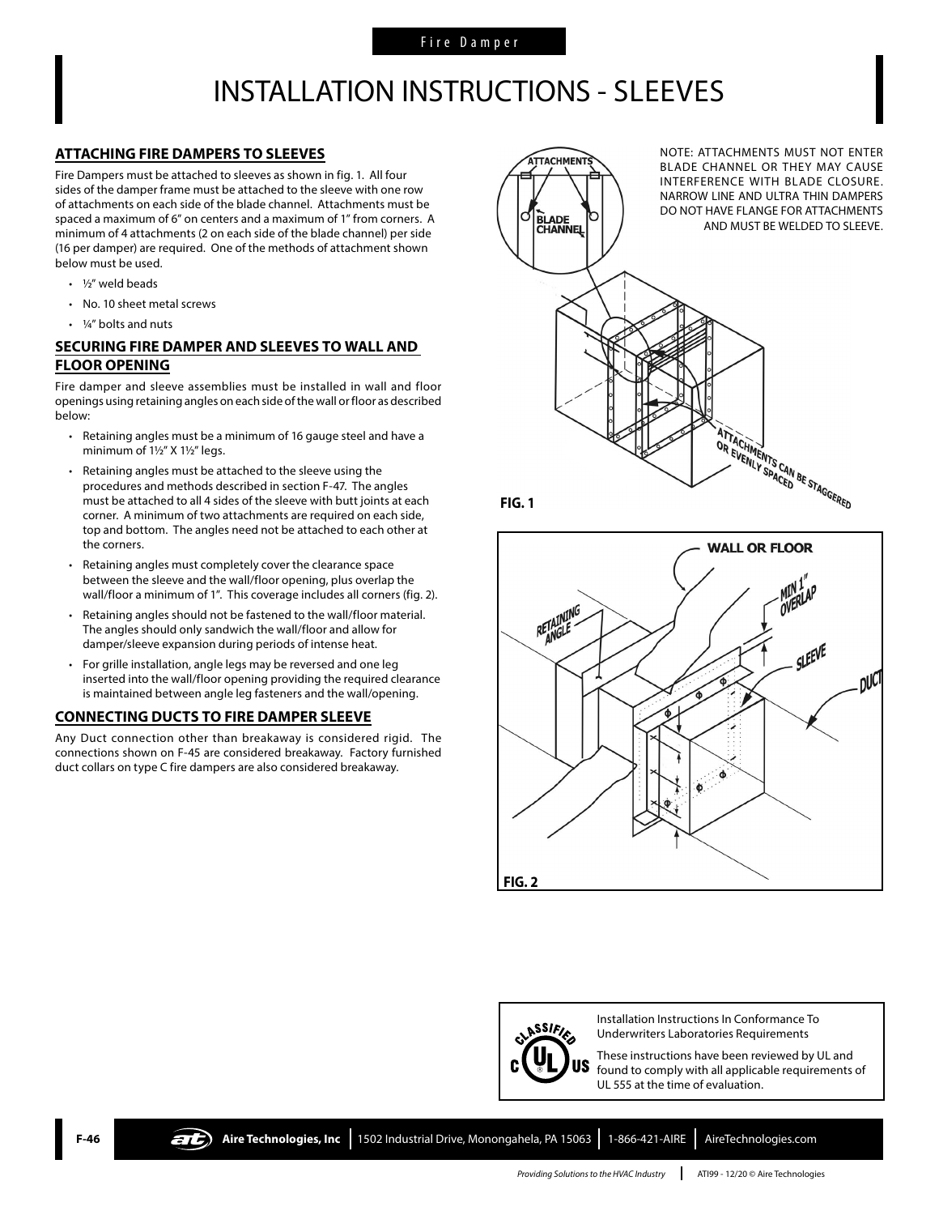Fire Damper

# INSTALLATION INSTRUCTIONS - SLEEVES

## ATTACHING FIRE DAMPERS TO SLEEVES

Fire Dampers must be attached to sleeves as shown in fig. 1. All four sides of the damper frame must be attached to the sleeve with one row of attachments on each side of the blade channel. Attachments must be spaced a maximum of 6" on centers and a maximum of 1" from corners. A minimum of 4 attachments (2 on each side of the blade channel) per side (16 per damper) are required. One of the methods of attachment shown below must be used.

- ½" weld beads
- No. 10 sheet metal screws
- ¼" bolts and nuts

## SECURING FIRE DAMPER AND SLEEVES TO WALL AND FLOOR OPENING

Fire damper and sleeve assemblies must be installed in wall and floor openings using retaining angles on each side of the wall or floor as described below:

- Retaining angles must be a minimum of 16 gauge steel and have a minimum of 1½" X 1½" legs.
- Retaining angles must be attached to the sleeve using the procedures and methods described in section F-47. The angles must be attached to all 4 sides of the sleeve with butt joints at each corner. A minimum of two attachments are required on each side, top and bottom. The angles need not be attached to each other at the corners.
- Retaining angles must completely cover the clearance space between the sleeve and the wall/floor opening, plus overlap the wall/floor a minimum of 1". This coverage includes all corners (fig. 2).
- Retaining angles should not be fastened to the wall/floor material. The angles should only sandwich the wall/floor and allow for damper/sleeve expansion during periods of intense heat.
- For grille installation, angle legs may be reversed and one leg inserted into the wall/floor opening providing the required clearance is maintained between angle leg fasteners and the wall/opening.

## CONNECTING DUCTS TO FIRE DAMPER SLEEVE

Any Duct connection other than breakaway is considered rigid. The connections shown on F-45 are considered breakaway. Factory furnished duct collars on type C fire dampers are also considered breakaway.

NOTE: ATTACHMENTS MUST NOT ENTER BLADE CHANNEL OR THEY MAY CAUSE INTERFERENCE WITH BLADE CLOSURE. NARROW LINE AND ULTRA THIN DAMPERS DO NOT HAVE FLANGE FOR ATTACHMENTS AND MUST BE WELDED TO SLEEVE.

ATTACHMENTS
BLADE CHANNEL
ATTACHMENTS CAN BE STAGGERED OR EVENLY SPACED

FIG. 1

WALL OR FLOOR
RETAINING ANGLE
MIN 1" OVERLAP
SLEEVE
DUCT

FIG. 2

Installation Instructions In Conformance To Underwriters Laboratories Requirements

These instructions have been reviewed by UL and found to comply with all applicable requirements of UL 555 at the time of evaluation.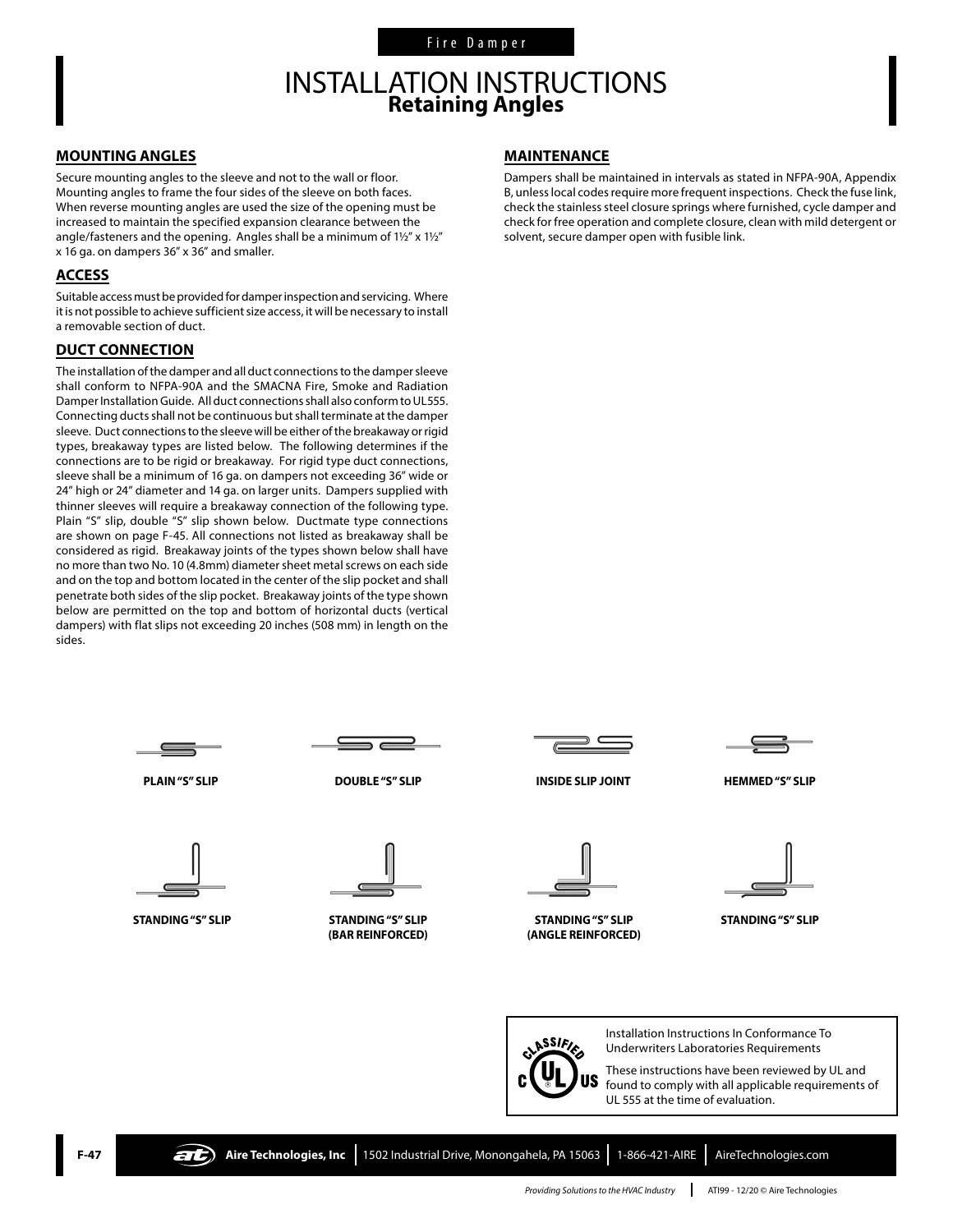Fire Damper

# INSTALLATION INSTRUCTIONS
## Retaining Angles

### MOUNTING ANGLES

Secure mounting angles to the sleeve and not to the wall or floor. Mounting angles to frame the four sides of the sleeve on both faces. When reverse mounting angles are used the size of the opening must be increased to maintain the specified expansion clearance between the angle/fasteners and the opening. Angles shall be a minimum of 1½" x 1½" x 16 ga. on dampers 36" x 36" and smaller.

### ACCESS

Suitable access must be provided for damper inspection and servicing. Where it is not possible to achieve sufficient size access, it will be necessary to install a removable section of duct.

### DUCT CONNECTION

The installation of the damper and all duct connections to the damper sleeve shall conform to NFPA-90A and the SMACNA Fire, Smoke and Radiation Damper Installation Guide. All duct connections shall also conform to UL555. Connecting ducts shall not be continuous but shall terminate at the damper sleeve. Duct connections to the sleeve will be either of the breakaway or rigid types, breakaway types are listed below. The following determines if the connections are to be rigid or breakaway. For rigid type duct connections, sleeve shall be a minimum of 16 ga. on dampers not exceeding 36" wide or 24" high or 24" diameter and 14 ga. on larger units. Dampers supplied with thinner sleeves will require a breakaway connection of the following type. Plain "S" slip, double "S" slip shown below. Ductmate type connections are shown on page F-45. All connections not listed as breakaway shall be considered as rigid. Breakaway joints of the types shown below shall have no more than two No. 10 (4.8mm) diameter sheet metal screws on each side and on the top and bottom located in the center of the slip pocket and shall penetrate both sides of the slip pocket. Breakaway joints of the type shown below are permitted on the top and bottom of horizontal ducts (vertical dampers) with flat slips not exceeding 20 inches (508 mm) in length on the sides.

### MAINTENANCE

Dampers shall be maintained in intervals as stated in NFPA-90A, Appendix B, unless local codes require more frequent inspections. Check the fuse link, check the stainless steel closure springs where furnished, cycle damper and check for free operation and complete closure, clean with mild detergent or solvent, secure damper open with fusible link.

**PLAIN "S" SLIP** | **DOUBLE "S" SLIP** | **INSIDE SLIP JOINT** | **HEMMED "S" SLIP**

**STANDING "S" SLIP** | **STANDING "S" SLIP (BAR REINFORCED)** | **STANDING "S" SLIP (ANGLE REINFORCED)** | **STANDING "S" SLIP**

Installation Instructions In Conformance To Underwriters Laboratories Requirements

These instructions have been reviewed by UL and found to comply with all applicable requirements of UL 555 at the time of evaluation.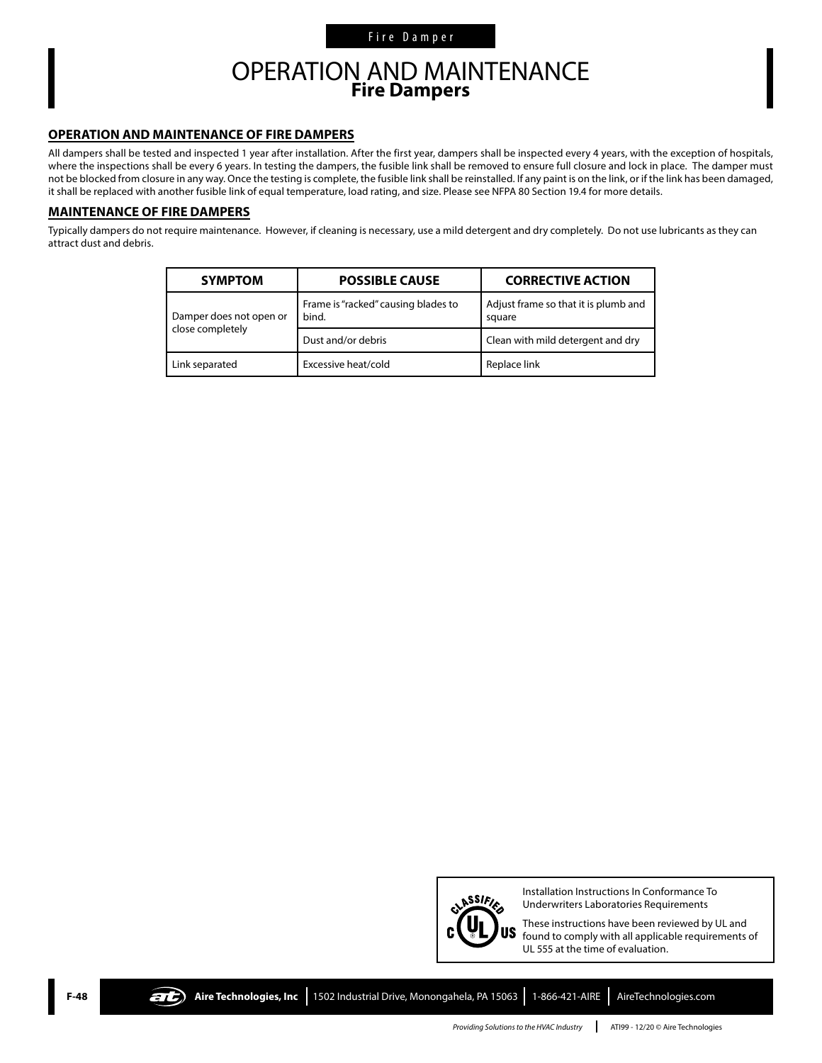Fire Damper

# OPERATION AND MAINTENANCE
## Fire Dampers

### OPERATION AND MAINTENANCE OF FIRE DAMPERS

All dampers shall be tested and inspected 1 year after installation. After the first year, dampers shall be inspected every 4 years, with the exception of hospitals, where the inspections shall be every 6 years. In testing the dampers, the fusible link shall be removed to ensure full closure and lock in place. The damper must not be blocked from closure in any way. Once the testing is complete, the fusible link shall be reinstalled. If any paint is on the link, or if the link has been damaged, it shall be replaced with another fusible link of equal temperature, load rating, and size. Please see NFPA 80 Section 19.4 for more details.

### MAINTENANCE OF FIRE DAMPERS

Typically dampers do not require maintenance. However, if cleaning is necessary, use a mild detergent and dry completely. Do not use lubricants as they can attract dust and debris.

| SYMPTOM | POSSIBLE CAUSE | CORRECTIVE ACTION |
|---|---|---|
| Damper does not open or close completely | Frame is "racked" causing blades to bind. | Adjust frame so that it is plumb and square |
| | Dust and/or debris | Clean with mild detergent and dry |
| Link separated | Excessive heat/cold | Replace link |

Installation Instructions In Conformance To Underwriters Laboratories Requirements

These instructions have been reviewed by UL and found to comply with all applicable requirements of UL 555 at the time of evaluation.

Aire Technologies, Inc | 1502 Industrial Drive, Monongahela, PA 15063 | 1-866-421-AIRE | AireTechnologies.com

*Providing Solutions to the HVAC Industry* | ATI99 - 12/20 © Aire Technologies